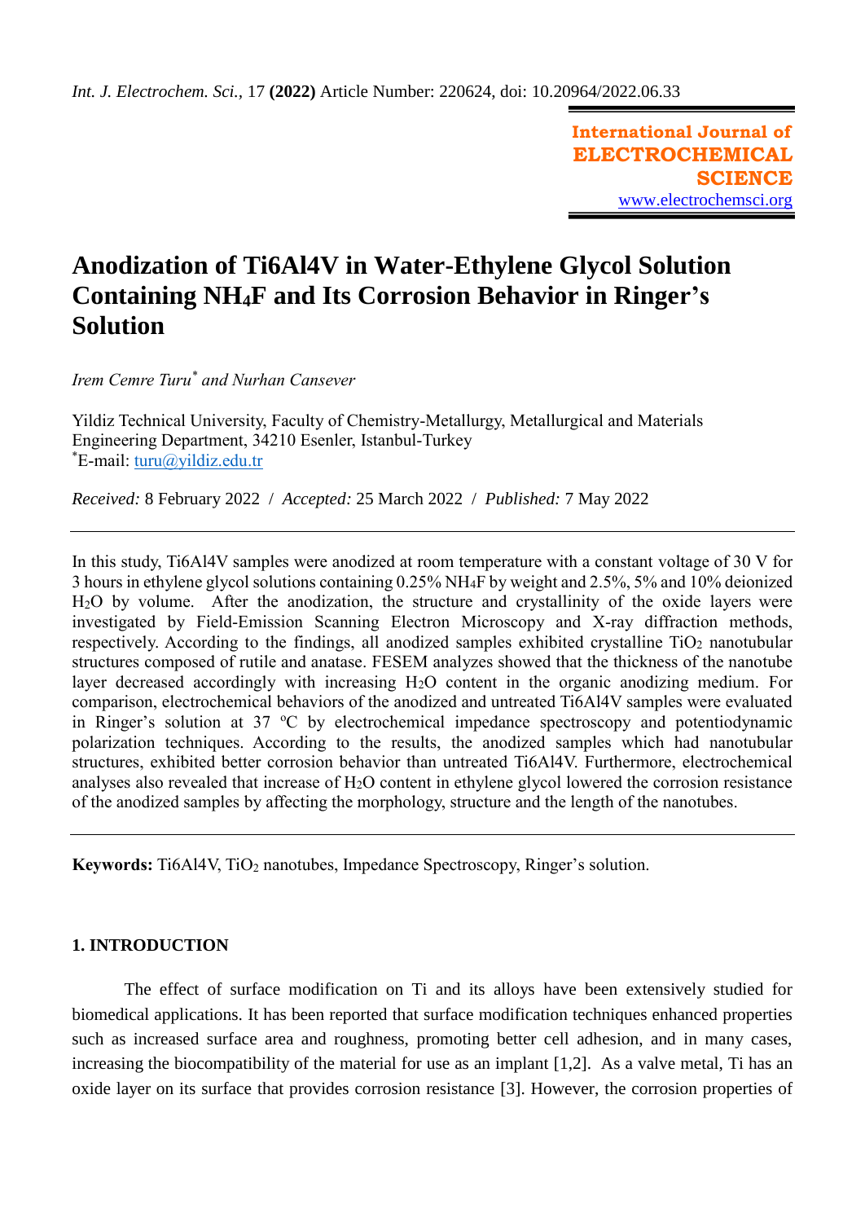# Anodization of Ti6Al4V in Water-Ethylene Glycol Solution Containing $NH_4F$ and Its Corrosion Behavior in Ringer's Solution

*Irem Cemre Turu[*] and Nurhan Cansever*

Yildiz Technical University, Faculty of Chemistry-Metallurgy, Metallurgical and Materials Engineering Department, 34210 Esenler, Istanbul-Turkey
[*]E-mail: turu@yildiz.edu.tr

*Received:* 8 February 2022 / *Accepted:* 25 March 2022 / *Published:* 7 May 2022

---

In this study, Ti6Al4V samples were anodized at room temperature with a constant voltage of 30 V for 3 hours in ethylene glycol solutions containing 0.25% $NH_4F$ by weight and 2.5%, 5% and 10% deionized $H_2O$ by volume. After the anodization, the structure and crystallinity of the oxide layers were investigated by Field-Emission Scanning Electron Microscopy and X-ray diffraction methods, respectively. According to the findings, all anodized samples exhibited crystalline $TiO_2$ nanotubular structures composed of rutile and anatase. FESEM analyzes showed that the thickness of the nanotube layer decreased accordingly with increasing $H_2O$ content in the organic anodizing medium. For comparison, electrochemical behaviors of the anodized and untreated Ti6Al4V samples were evaluated in Ringer's solution at 37 ºC by electrochemical impedance spectroscopy and potentiodynamic polarization techniques. According to the results, the anodized samples which had nanotubular structures, exhibited better corrosion behavior than untreated Ti6Al4V. Furthermore, electrochemical analyses also revealed that increase of $H_2O$ content in ethylene glycol lowered the corrosion resistance of the anodized samples by affecting the morphology, structure and the length of the nanotubes.

---

**Keywords:** Ti6Al4V, $TiO_2$ nanotubes, Impedance Spectroscopy, Ringer's solution.

## 1. INTRODUCTION

The effect of surface modification on Ti and its alloys have been extensively studied for biomedical applications. It has been reported that surface modification techniques enhanced properties such as increased surface area and roughness, promoting better cell adhesion, and in many cases, increasing the biocompatibility of the material for use as an implant [1,2]. As a valve metal, Ti has an oxide layer on its surface that provides corrosion resistance [3]. However, the corrosion properties of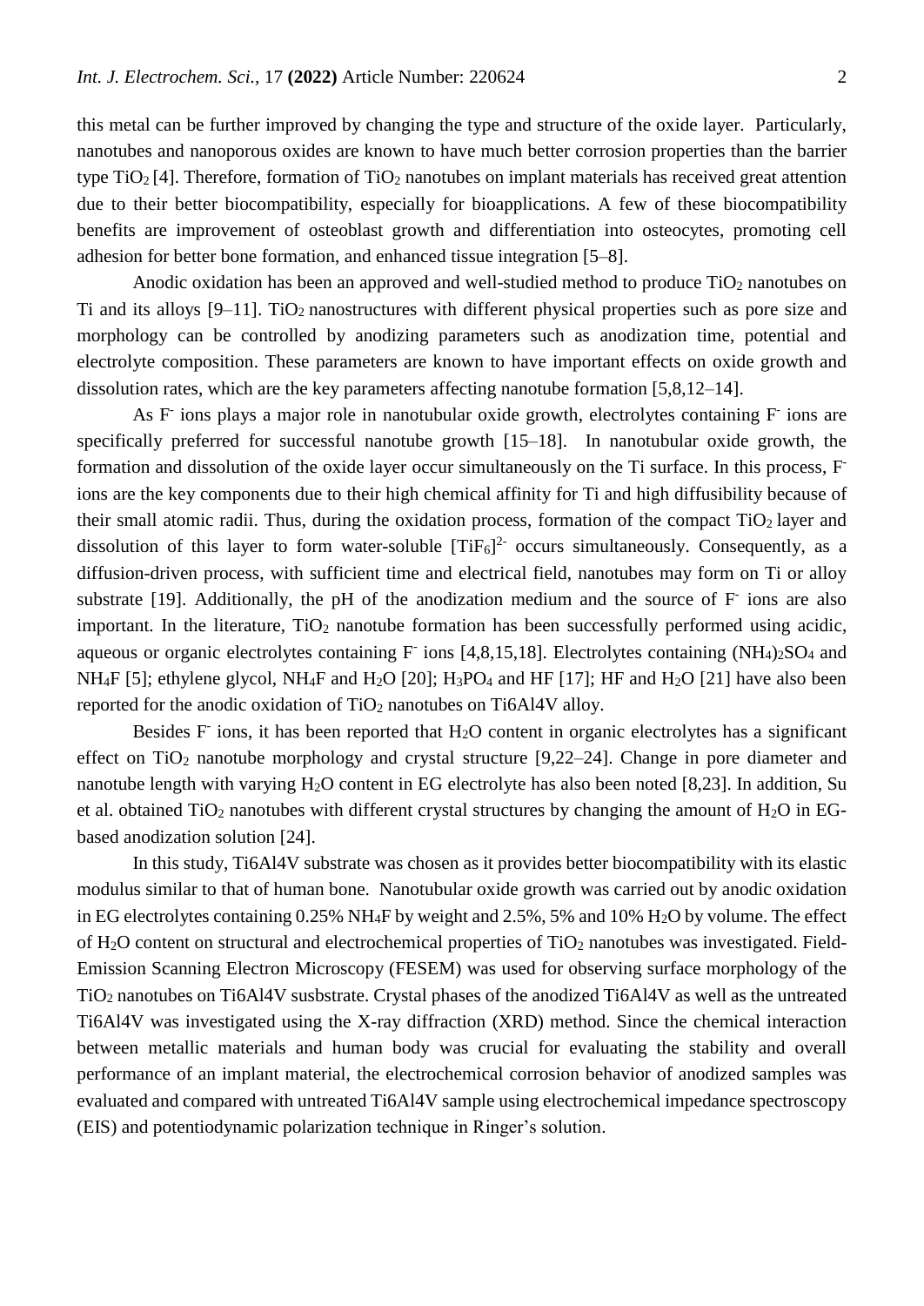this metal can be further improved by changing the type and structure of the oxide layer. Particularly, nanotubes and nanoporous oxides are known to have much better corrosion properties than the barrier type $TiO_2$ [4]. Therefore, formation of $TiO_2$ nanotubes on implant materials has received great attention due to their better biocompatibility, especially for bioapplications. A few of these biocompatibility benefits are improvement of osteoblast growth and differentiation into osteocytes, promoting cell adhesion for better bone formation, and enhanced tissue integration [5–8].

Anodic oxidation has been an approved and well-studied method to produce $TiO_2$ nanotubes on Ti and its alloys [9–11]. $TiO_2$ nanostructures with different physical properties such as pore size and morphology can be controlled by anodizing parameters such as anodization time, potential and electrolyte composition. These parameters are known to have important effects on oxide growth and dissolution rates, which are the key parameters affecting nanotube formation [5,8,12–14].

As $F^-$ ions plays a major role in nanotubular oxide growth, electrolytes containing $F^-$ ions are specifically preferred for successful nanotube growth [15–18]. In nanotubular oxide growth, the formation and dissolution of the oxide layer occur simultaneously on the Ti surface. In this process, $F^-$ ions are the key components due to their high chemical affinity for Ti and high diffusibility because of their small atomic radii. Thus, during the oxidation process, formation of the compact $TiO_2$ layer and dissolution of this layer to form water-soluble $[TiF_6]^{2-}$ occurs simultaneously. Consequently, as a diffusion-driven process, with sufficient time and electrical field, nanotubes may form on Ti or alloy substrate [19]. Additionally, the pH of the anodization medium and the source of $F^-$ ions are also important. In the literature, $TiO_2$ nanotube formation has been successfully performed using acidic, aqueous or organic electrolytes containing $F^-$ ions [4,8,15,18]. Electrolytes containing $(NH_4)_2SO_4$ and $NH_4F$ [5]; ethylene glycol, $NH_4F$ and $H_2O$ [20]; $H_3PO_4$ and HF [17]; HF and $H_2O$ [21] have also been reported for the anodic oxidation of $TiO_2$ nanotubes on Ti6Al4V alloy.

Besides $F^-$ ions, it has been reported that $H_2O$ content in organic electrolytes has a significant effect on $TiO_2$ nanotube morphology and crystal structure [9,22–24]. Change in pore diameter and nanotube length with varying $H_2O$ content in EG electrolyte has also been noted [8,23]. In addition, Su et al. obtained $TiO_2$ nanotubes with different crystal structures by changing the amount of $H_2O$ in EG-based anodization solution [24].

In this study, Ti6Al4V substrate was chosen as it provides better biocompatibility with its elastic modulus similar to that of human bone. Nanotubular oxide growth was carried out by anodic oxidation in EG electrolytes containing 0.25% $NH_4F$ by weight and 2.5%, 5% and 10% $H_2O$ by volume. The effect of $H_2O$ content on structural and electrochemical properties of $TiO_2$ nanotubes was investigated. Field-Emission Scanning Electron Microscopy (FESEM) was used for observing surface morphology of the $TiO_2$ nanotubes on Ti6Al4V susbstrate. Crystal phases of the anodized Ti6Al4V as well as the untreated Ti6Al4V was investigated using the X-ray diffraction (XRD) method. Since the chemical interaction between metallic materials and human body was crucial for evaluating the stability and overall performance of an implant material, the electrochemical corrosion behavior of anodized samples was evaluated and compared with untreated Ti6Al4V sample using electrochemical impedance spectroscopy (EIS) and potentiodynamic polarization technique in Ringer's solution.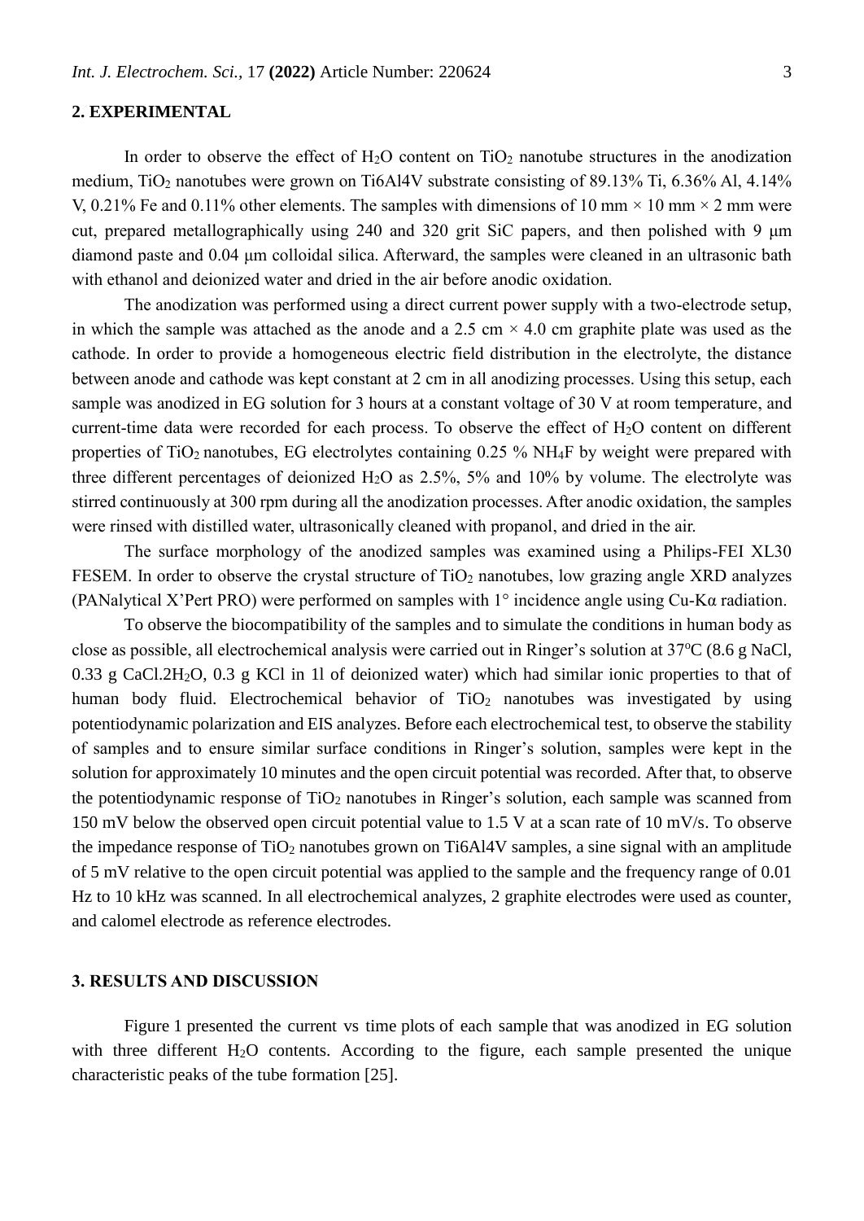## 2. EXPERIMENTAL

In order to observe the effect of $H_2O$ content on $TiO_2$ nanotube structures in the anodization medium, $TiO_2$ nanotubes were grown on Ti6Al4V substrate consisting of 89.13% Ti, 6.36% Al, 4.14% V, 0.21% Fe and 0.11% other elements. The samples with dimensions of 10 mm × 10 mm × 2 mm were cut, prepared metallographically using 240 and 320 grit SiC papers, and then polished with 9 μm diamond paste and 0.04 μm colloidal silica. Afterward, the samples were cleaned in an ultrasonic bath with ethanol and deionized water and dried in the air before anodic oxidation.

The anodization was performed using a direct current power supply with a two-electrode setup, in which the sample was attached as the anode and a 2.5 cm × 4.0 cm graphite plate was used as the cathode. In order to provide a homogeneous electric field distribution in the electrolyte, the distance between anode and cathode was kept constant at 2 cm in all anodizing processes. Using this setup, each sample was anodized in EG solution for 3 hours at a constant voltage of 30 V at room temperature, and current-time data were recorded for each process. To observe the effect of $H_2O$ content on different properties of $TiO_2$ nanotubes, EG electrolytes containing 0.25 % $NH_4F$ by weight were prepared with three different percentages of deionized $H_2O$ as 2.5%, 5% and 10% by volume. The electrolyte was stirred continuously at 300 rpm during all the anodization processes. After anodic oxidation, the samples were rinsed with distilled water, ultrasonically cleaned with propanol, and dried in the air.

The surface morphology of the anodized samples was examined using a Philips-FEI XL30 FESEM. In order to observe the crystal structure of $TiO_2$ nanotubes, low grazing angle XRD analyzes (PANalytical X'Pert PRO) were performed on samples with 1° incidence angle using Cu-Kα radiation.

To observe the biocompatibility of the samples and to simulate the conditions in human body as close as possible, all electrochemical analysis were carried out in Ringer's solution at 37°C (8.6 g NaCl, 0.33 g $CaCl.2H_2O$, 0.3 g KCl in 1l of deionized water) which had similar ionic properties to that of human body fluid. Electrochemical behavior of $TiO_2$ nanotubes was investigated by using potentiodynamic polarization and EIS analyzes. Before each electrochemical test, to observe the stability of samples and to ensure similar surface conditions in Ringer's solution, samples were kept in the solution for approximately 10 minutes and the open circuit potential was recorded. After that, to observe the potentiodynamic response of $TiO_2$ nanotubes in Ringer's solution, each sample was scanned from 150 mV below the observed open circuit potential value to 1.5 V at a scan rate of 10 mV/s. To observe the impedance response of $TiO_2$ nanotubes grown on Ti6Al4V samples, a sine signal with an amplitude of 5 mV relative to the open circuit potential was applied to the sample and the frequency range of 0.01 Hz to 10 kHz was scanned. In all electrochemical analyzes, 2 graphite electrodes were used as counter, and calomel electrode as reference electrodes.

## 3. RESULTS AND DISCUSSION

Figure 1 presented the current vs time plots of each sample that was anodized in EG solution with three different $H_2O$ contents. According to the figure, each sample presented the unique characteristic peaks of the tube formation [25].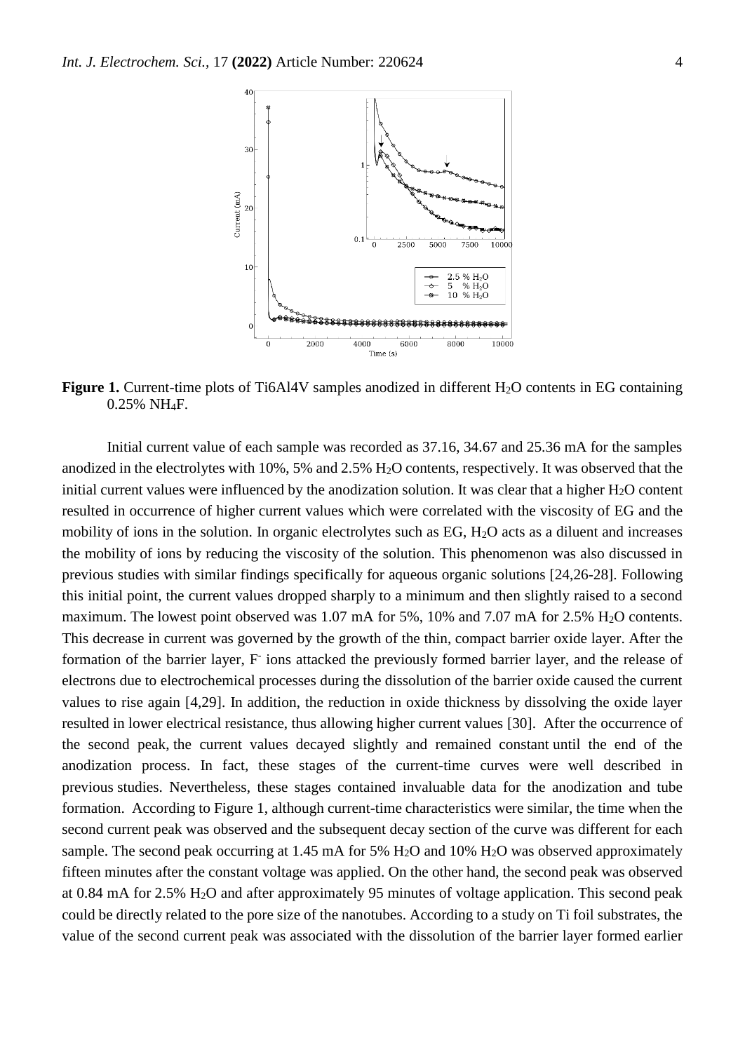**Figure 1.** Current-time plots of Ti6Al4V samples anodized in different $H_2O$ contents in EG containing 0.25% $NH_4F$.

Initial current value of each sample was recorded as 37.16, 34.67 and 25.36 mA for the samples anodized in the electrolytes with 10%, 5% and 2.5% $H_2O$ contents, respectively. It was observed that the initial current values were influenced by the anodization solution. It was clear that a higher $H_2O$ content resulted in occurrence of higher current values which were correlated with the viscosity of EG and the mobility of ions in the solution. In organic electrolytes such as EG, $H_2O$ acts as a diluent and increases the mobility of ions by reducing the viscosity of the solution. This phenomenon was also discussed in previous studies with similar findings specifically for aqueous organic solutions [24,26-28]. Following this initial point, the current values dropped sharply to a minimum and then slightly raised to a second maximum. The lowest point observed was 1.07 mA for 5%, 10% and 7.07 mA for 2.5% $H_2O$ contents. This decrease in current was governed by the growth of the thin, compact barrier oxide layer. After the formation of the barrier layer, $F^-$ ions attacked the previously formed barrier layer, and the release of electrons due to electrochemical processes during the dissolution of the barrier oxide caused the current values to rise again [4,29]. In addition, the reduction in oxide thickness by dissolving the oxide layer resulted in lower electrical resistance, thus allowing higher current values [30]. After the occurrence of the second peak, the current values decayed slightly and remained constant until the end of the anodization process. In fact, these stages of the current-time curves were well described in previous studies. Nevertheless, these stages contained invaluable data for the anodization and tube formation. According to Figure 1, although current-time characteristics were similar, the time when the second current peak was observed and the subsequent decay section of the curve was different for each sample. The second peak occurring at 1.45 mA for 5% $H_2O$ and 10% $H_2O$ was observed approximately fifteen minutes after the constant voltage was applied. On the other hand, the second peak was observed at 0.84 mA for 2.5% $H_2O$ and after approximately 95 minutes of voltage application. This second peak could be directly related to the pore size of the nanotubes. According to a study on Ti foil substrates, the value of the second current peak was associated with the dissolution of the barrier layer formed earlier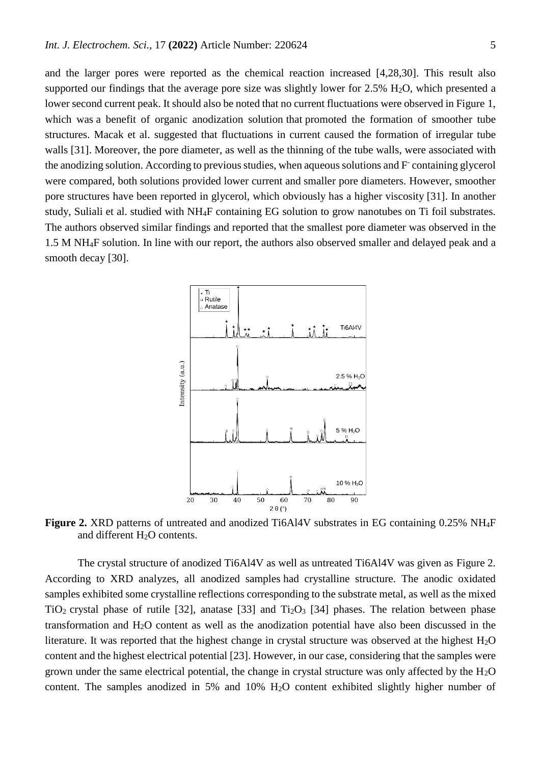and the larger pores were reported as the chemical reaction increased [4,28,30]. This result also supported our findings that the average pore size was slightly lower for 2.5% $H_2O$, which presented a lower second current peak. It should also be noted that no current fluctuations were observed in Figure 1, which was a benefit of organic anodization solution that promoted the formation of smoother tube structures. Macak et al. suggested that fluctuations in current caused the formation of irregular tube walls [31]. Moreover, the pore diameter, as well as the thinning of the tube walls, were associated with the anodizing solution. According to previous studies, when aqueous solutions and $F^-$ containing glycerol were compared, both solutions provided lower current and smaller pore diameters. However, smoother pore structures have been reported in glycerol, which obviously has a higher viscosity [31]. In another study, Suliali et al. studied with $NH_4F$ containing EG solution to grow nanotubes on Ti foil substrates. The authors observed similar findings and reported that the smallest pore diameter was observed in the 1.5 M $NH_4F$ solution. In line with our report, the authors also observed smaller and delayed peak and a smooth decay [30].

**Figure 2.** XRD patterns of untreated and anodized Ti6Al4V substrates in EG containing 0.25% $NH_4F$ and different $H_2O$ contents.

The crystal structure of anodized Ti6Al4V as well as untreated Ti6Al4V was given as Figure 2. According to XRD analyzes, all anodized samples had crystalline structure. The anodic oxidated samples exhibited some crystalline reflections corresponding to the substrate metal, as well as the mixed $TiO_2$ crystal phase of rutile [32], anatase [33] and $Ti_2O_3$ [34] phases. The relation between phase transformation and $H_2O$ content as well as the anodization potential have also been discussed in the literature. It was reported that the highest change in crystal structure was observed at the highest $H_2O$ content and the highest electrical potential [23]. However, in our case, considering that the samples were grown under the same electrical potential, the change in crystal structure was only affected by the $H_2O$ content. The samples anodized in 5% and 10% $H_2O$ content exhibited slightly higher number of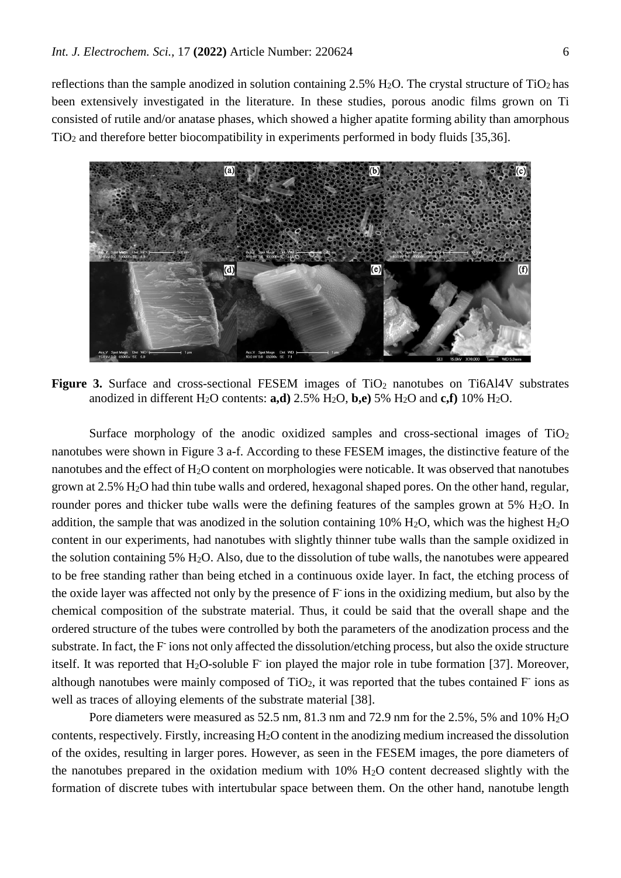reflections than the sample anodized in solution containing 2.5% $H_2O$. The crystal structure of $TiO_2$ has been extensively investigated in the literature. In these studies, porous anodic films grown on Ti consisted of rutile and/or anatase phases, which showed a higher apatite forming ability than amorphous $TiO_2$ and therefore better biocompatibility in experiments performed in body fluids [35,36].

**Figure 3.** Surface and cross-sectional FESEM images of $TiO_2$ nanotubes on Ti6Al4V substrates anodized in different $H_2O$ contents: **a,d)** 2.5% $H_2O$, **b,e)** 5% $H_2O$ and **c,f)** 10% $H_2O$.

Surface morphology of the anodic oxidized samples and cross-sectional images of $TiO_2$ nanotubes were shown in Figure 3 a-f. According to these FESEM images, the distinctive feature of the nanotubes and the effect of $H_2O$ content on morphologies were noticable. It was observed that nanotubes grown at 2.5% $H_2O$ had thin tube walls and ordered, hexagonal shaped pores. On the other hand, regular, rounder pores and thicker tube walls were the defining features of the samples grown at 5% $H_2O$. In addition, the sample that was anodized in the solution containing 10% $H_2O$, which was the highest $H_2O$ content in our experiments, had nanotubes with slightly thinner tube walls than the sample oxidized in the solution containing 5% $H_2O$. Also, due to the dissolution of tube walls, the nanotubes were appeared to be free standing rather than being etched in a continuous oxide layer. In fact, the etching process of the oxide layer was affected not only by the presence of $F^-$ ions in the oxidizing medium, but also by the chemical composition of the substrate material. Thus, it could be said that the overall shape and the ordered structure of the tubes were controlled by both the parameters of the anodization process and the substrate. In fact, the $F^-$ ions not only affected the dissolution/etching process, but also the oxide structure itself. It was reported that $H_2O$-soluble $F^-$ ion played the major role in tube formation [37]. Moreover, although nanotubes were mainly composed of $TiO_2$, it was reported that the tubes contained $F^-$ ions as well as traces of alloying elements of the substrate material [38].

Pore diameters were measured as 52.5 nm, 81.3 nm and 72.9 nm for the 2.5%, 5% and 10% $H_2O$ contents, respectively. Firstly, increasing $H_2O$ content in the anodizing medium increased the dissolution of the oxides, resulting in larger pores. However, as seen in the FESEM images, the pore diameters of the nanotubes prepared in the oxidation medium with 10% $H_2O$ content decreased slightly with the formation of discrete tubes with intertubular space between them. On the other hand, nanotube length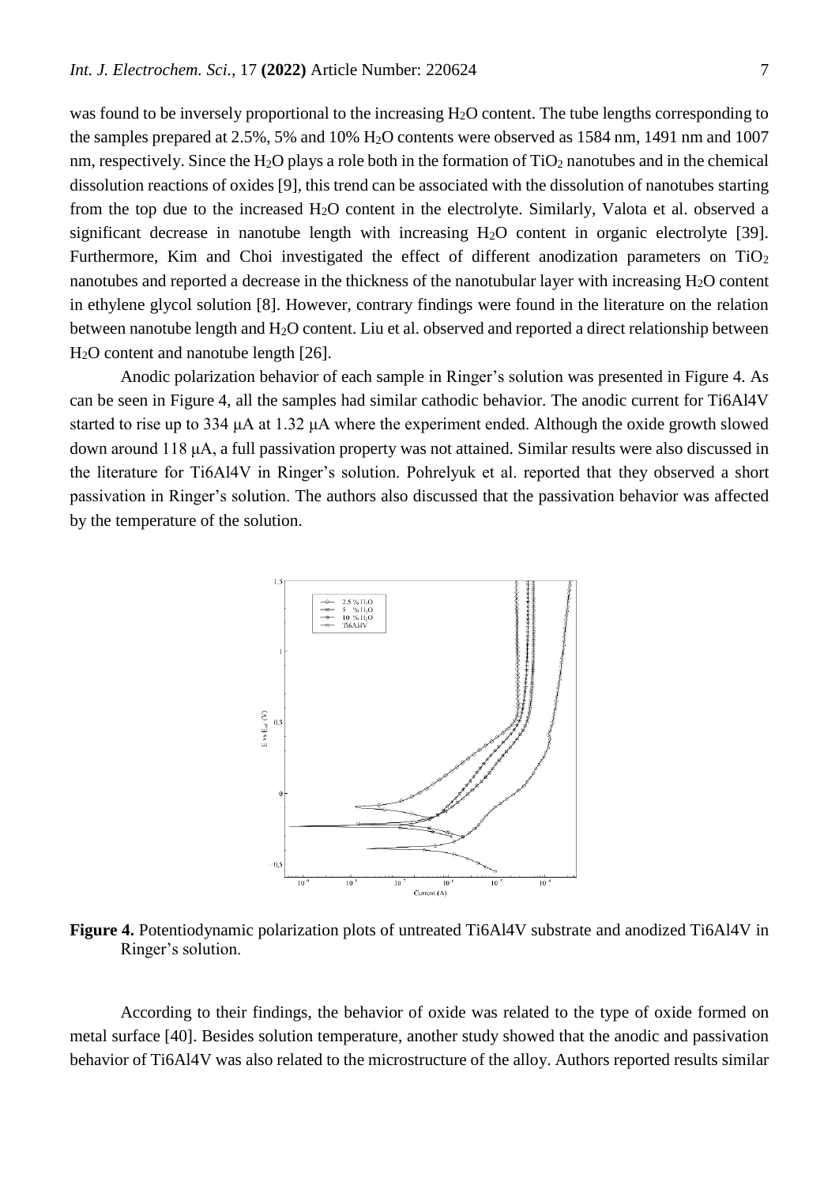was found to be inversely proportional to the increasing $H_2O$ content. The tube lengths corresponding to the samples prepared at 2.5%, 5% and 10% $H_2O$ contents were observed as 1584 nm, 1491 nm and 1007 nm, respectively. Since the $H_2O$ plays a role both in the formation of $TiO_2$ nanotubes and in the chemical dissolution reactions of oxides [9], this trend can be associated with the dissolution of nanotubes starting from the top due to the increased $H_2O$ content in the electrolyte. Similarly, Valota et al. observed a significant decrease in nanotube length with increasing $H_2O$ content in organic electrolyte [39]. Furthermore, Kim and Choi investigated the effect of different anodization parameters on $TiO_2$ nanotubes and reported a decrease in the thickness of the nanotubular layer with increasing $H_2O$ content in ethylene glycol solution [8]. However, contrary findings were found in the literature on the relation between nanotube length and $H_2O$ content. Liu et al. observed and reported a direct relationship between $H_2O$ content and nanotube length [26].

Anodic polarization behavior of each sample in Ringer's solution was presented in Figure 4. As can be seen in Figure 4, all the samples had similar cathodic behavior. The anodic current for Ti6Al4V started to rise up to 334 μA at 1.32 μA where the experiment ended. Although the oxide growth slowed down around 118 μA, a full passivation property was not attained. Similar results were also discussed in the literature for Ti6Al4V in Ringer's solution. Pohrelyuk et al. reported that they observed a short passivation in Ringer's solution. The authors also discussed that the passivation behavior was affected by the temperature of the solution.

**Figure 4.** Potentiodynamic polarization plots of untreated Ti6Al4V substrate and anodized Ti6Al4V in Ringer's solution.

According to their findings, the behavior of oxide was related to the type of oxide formed on metal surface [40]. Besides solution temperature, another study showed that the anodic and passivation behavior of Ti6Al4V was also related to the microstructure of the alloy. Authors reported results similar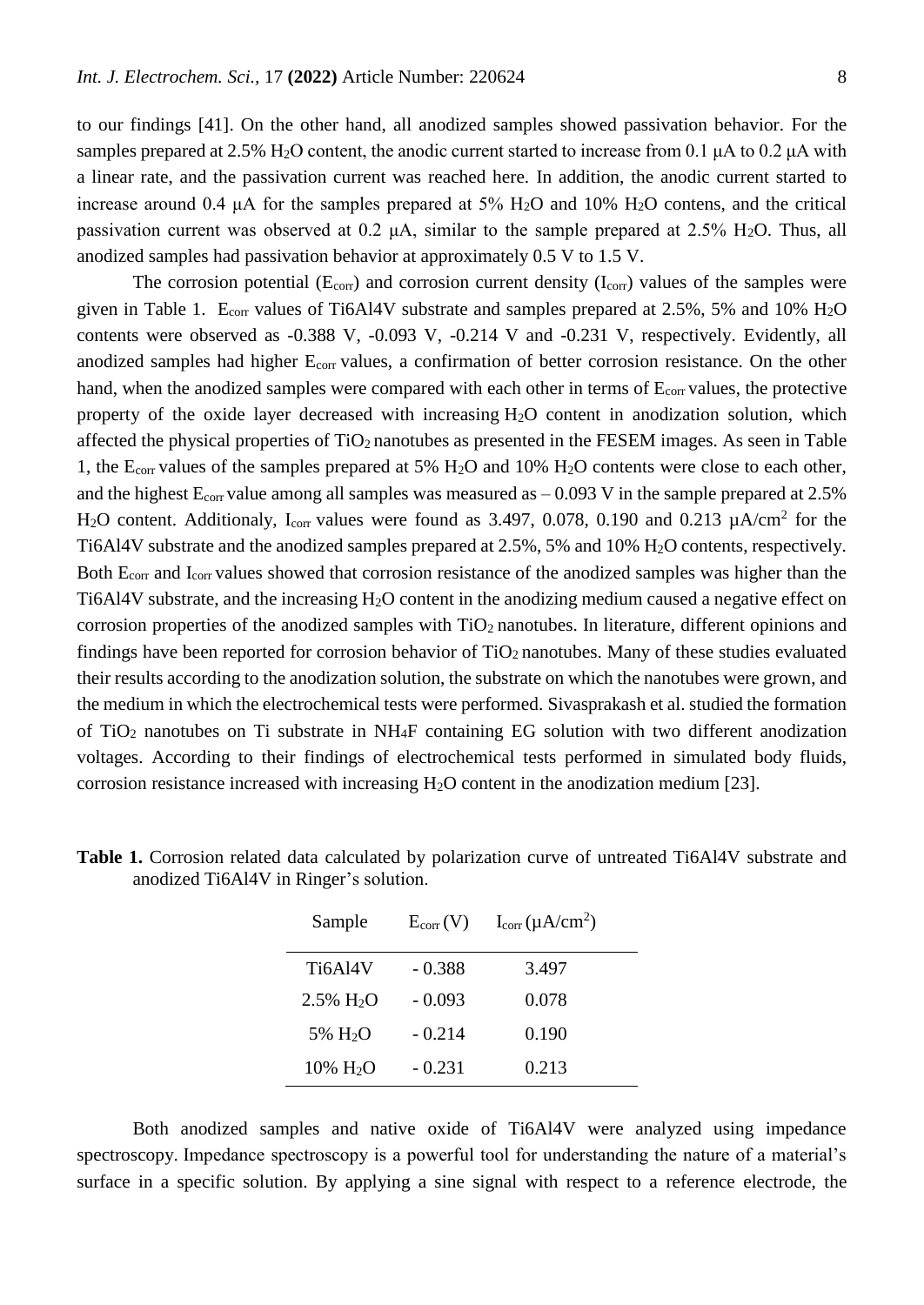to our findings [41]. On the other hand, all anodized samples showed passivation behavior. For the samples prepared at 2.5% $H_2O$ content, the anodic current started to increase from 0.1 μA to 0.2 μA with a linear rate, and the passivation current was reached here. In addition, the anodic current started to increase around 0.4 μA for the samples prepared at 5% $H_2O$ and 10% $H_2O$ contens, and the critical passivation current was observed at 0.2 μA, similar to the sample prepared at 2.5% $H_2O$. Thus, all anodized samples had passivation behavior at approximately 0.5 V to 1.5 V.

The corrosion potential ($E_{corr}$) and corrosion current density ($I_{corr}$) values of the samples were given in Table 1. $E_{corr}$ values of Ti6Al4V substrate and samples prepared at 2.5%, 5% and 10% $H_2O$ contents were observed as -0.388 V, -0.093 V, -0.214 V and -0.231 V, respectively. Evidently, all anodized samples had higher $E_{corr}$ values, a confirmation of better corrosion resistance. On the other hand, when the anodized samples were compared with each other in terms of $E_{corr}$ values, the protective property of the oxide layer decreased with increasing $H_2O$ content in anodization solution, which affected the physical properties of $TiO_2$ nanotubes as presented in the FESEM images. As seen in Table 1, the $E_{corr}$ values of the samples prepared at 5% $H_2O$ and 10% $H_2O$ contents were close to each other, and the highest $E_{corr}$ value among all samples was measured as – 0.093 V in the sample prepared at 2.5% $H_2O$ content. Additionaly, $I_{corr}$ values were found as 3.497, 0.078, 0.190 and 0.213 μA/cm$^2$ for the Ti6Al4V substrate and the anodized samples prepared at 2.5%, 5% and 10% $H_2O$ contents, respectively. Both $E_{corr}$ and $I_{corr}$ values showed that corrosion resistance of the anodized samples was higher than the Ti6Al4V substrate, and the increasing $H_2O$ content in the anodizing medium caused a negative effect on corrosion properties of the anodized samples with $TiO_2$ nanotubes. In literature, different opinions and findings have been reported for corrosion behavior of $TiO_2$ nanotubes. Many of these studies evaluated their results according to the anodization solution, the substrate on which the nanotubes were grown, and the medium in which the electrochemical tests were performed. Sivasprakash et al. studied the formation of $TiO_2$ nanotubes on Ti substrate in $NH_4F$ containing EG solution with two different anodization voltages. According to their findings of electrochemical tests performed in simulated body fluids, corrosion resistance increased with increasing $H_2O$ content in the anodization medium [23].

**Table 1.** Corrosion related data calculated by polarization curve of untreated Ti6Al4V substrate and anodized Ti6Al4V in Ringer's solution.

| Sample | $E_{corr}$ (V) | $I_{corr}$ (μA/cm$^2$) |
|---|---|---|
| Ti6Al4V | - 0.388 | 3.497 |
| 2.5% $H_2O$ | - 0.093 | 0.078 |
| 5% $H_2O$ | - 0.214 | 0.190 |
| 10% $H_2O$ | - 0.231 | 0.213 |

Both anodized samples and native oxide of Ti6Al4V were analyzed using impedance spectroscopy. Impedance spectroscopy is a powerful tool for understanding the nature of a material's surface in a specific solution. By applying a sine signal with respect to a reference electrode, the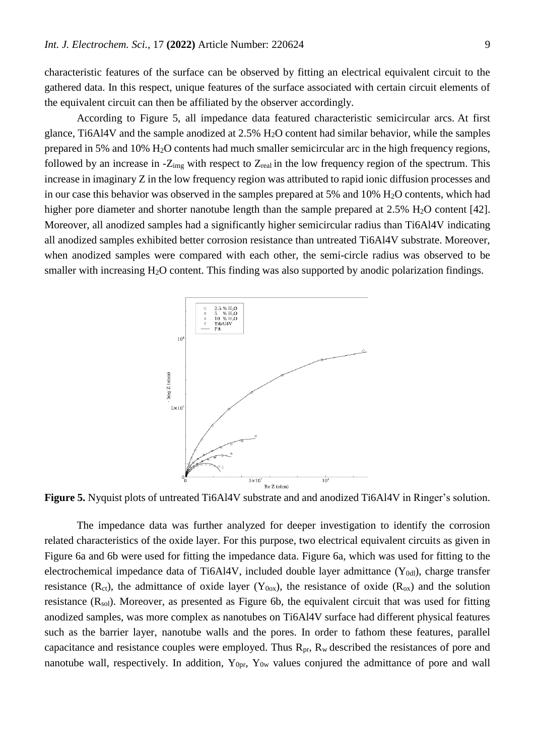characteristic features of the surface can be observed by fitting an electrical equivalent circuit to the gathered data. In this respect, unique features of the surface associated with certain circuit elements of the equivalent circuit can then be affiliated by the observer accordingly.

According to Figure 5, all impedance data featured characteristic semicircular arcs. At first glance, Ti6Al4V and the sample anodized at 2.5% $H_2O$ content had similar behavior, while the samples prepared in 5% and 10% $H_2O$ contents had much smaller semicircular arc in the high frequency regions, followed by an increase in $-Z_{img}$ with respect to $Z_{real}$ in the low frequency region of the spectrum. This increase in imaginary Z in the low frequency region was attributed to rapid ionic diffusion processes and in our case this behavior was observed in the samples prepared at 5% and 10% $H_2O$ contents, which had higher pore diameter and shorter nanotube length than the sample prepared at 2.5% $H_2O$ content [42]. Moreover, all anodized samples had a significantly higher semicircular radius than Ti6Al4V indicating all anodized samples exhibited better corrosion resistance than untreated Ti6Al4V substrate. Moreover, when anodized samples were compared with each other, the semi-circle radius was observed to be smaller with increasing $H_2O$ content. This finding was also supported by anodic polarization findings.

**Figure 5.** Nyquist plots of untreated Ti6Al4V substrate and and anodized Ti6Al4V in Ringer's solution.

The impedance data was further analyzed for deeper investigation to identify the corrosion related characteristics of the oxide layer. For this purpose, two electrical equivalent circuits as given in Figure 6a and 6b were used for fitting the impedance data. Figure 6a, which was used for fitting to the electrochemical impedance data of Ti6Al4V, included double layer admittance ($Y_{0dl}$), charge transfer resistance ($R_{ct}$), the admittance of oxide layer ($Y_{0ox}$), the resistance of oxide ($R_{ox}$) and the solution resistance ($R_{sol}$). Moreover, as presented as Figure 6b, the equivalent circuit that was used for fitting anodized samples, was more complex as nanotubes on Ti6Al4V surface had different physical features such as the barrier layer, nanotube walls and the pores. In order to fathom these features, parallel capacitance and resistance couples were employed. Thus $R_{pr}$, $R_w$ described the resistances of pore and nanotube wall, respectively. In addition, $Y_{0pr}$, $Y_{0w}$ values conjured the admittance of pore and wall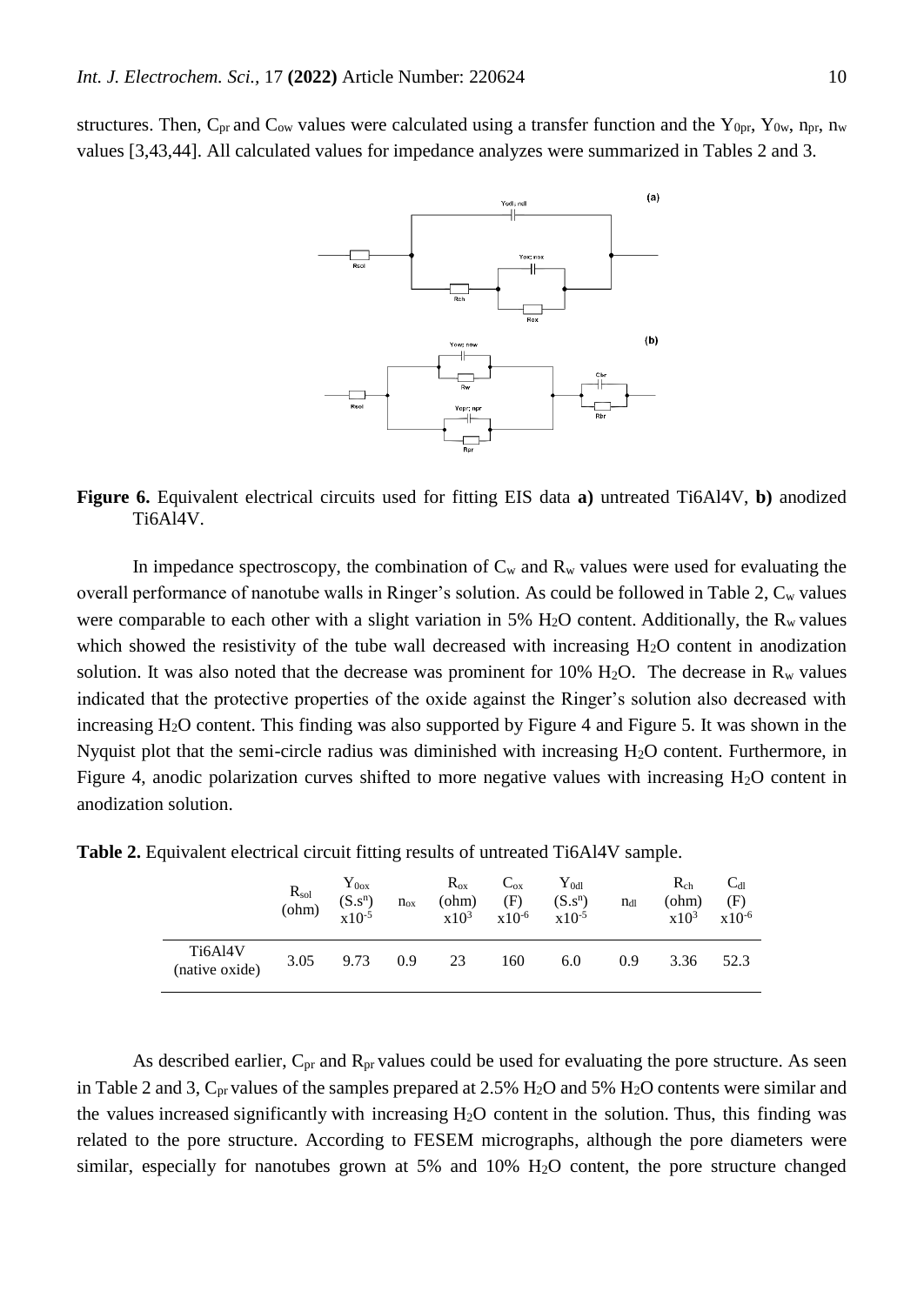structures. Then, $C_{pr}$ and $C_{ow}$ values were calculated using a transfer function and the $Y_{0pr}$, $Y_{0w}$, $n_{pr}$, $n_w$ values [3,43,44]. All calculated values for impedance analyzes were summarized in Tables 2 and 3.

**Figure 6.** Equivalent electrical circuits used for fitting EIS data **a)** untreated Ti6Al4V, **b)** anodized Ti6Al4V.

In impedance spectroscopy, the combination of $C_w$ and $R_w$ values were used for evaluating the overall performance of nanotube walls in Ringer's solution. As could be followed in Table 2, $C_w$ values were comparable to each other with a slight variation in 5% $H_2O$ content. Additionally, the $R_w$ values which showed the resistivity of the tube wall decreased with increasing $H_2O$ content in anodization solution. It was also noted that the decrease was prominent for 10% $H_2O$. The decrease in $R_w$ values indicated that the protective properties of the oxide against the Ringer's solution also decreased with increasing $H_2O$ content. This finding was also supported by Figure 4 and Figure 5. It was shown in the Nyquist plot that the semi-circle radius was diminished with increasing $H_2O$ content. Furthermore, in Figure 4, anodic polarization curves shifted to more negative values with increasing $H_2O$ content in anodization solution.

**Table 2.** Equivalent electrical circuit fitting results of untreated Ti6Al4V sample.

| | $R_{sol}$ (ohm) | $Y_{0ox}$ ($S.s^n$) $x10^{-5}$ | $n_{ox}$ | $R_{ox}$ (ohm) $x10^3$ | $C_{ox}$ (F) $x10^{-6}$ | $Y_{0dl}$ ($S.s^n$) $x10^{-5}$ | $n_{dl}$ | $R_{ch}$ (ohm) $x10^3$ | $C_{dl}$ (F) $x10^{-6}$ |
|---|---|---|---|---|---|---|---|---|---|
| Ti6Al4V (native oxide) | 3.05 | 9.73 | 0.9 | 23 | 160 | 6.0 | 0.9 | 3.36 | 52.3 |

As described earlier, $C_{pr}$ and $R_{pr}$ values could be used for evaluating the pore structure. As seen in Table 2 and 3, $C_{pr}$ values of the samples prepared at 2.5% $H_2O$ and 5% $H_2O$ contents were similar and the values increased significantly with increasing $H_2O$ content in the solution. Thus, this finding was related to the pore structure. According to FESEM micrographs, although the pore diameters were similar, especially for nanotubes grown at 5% and 10% $H_2O$ content, the pore structure changed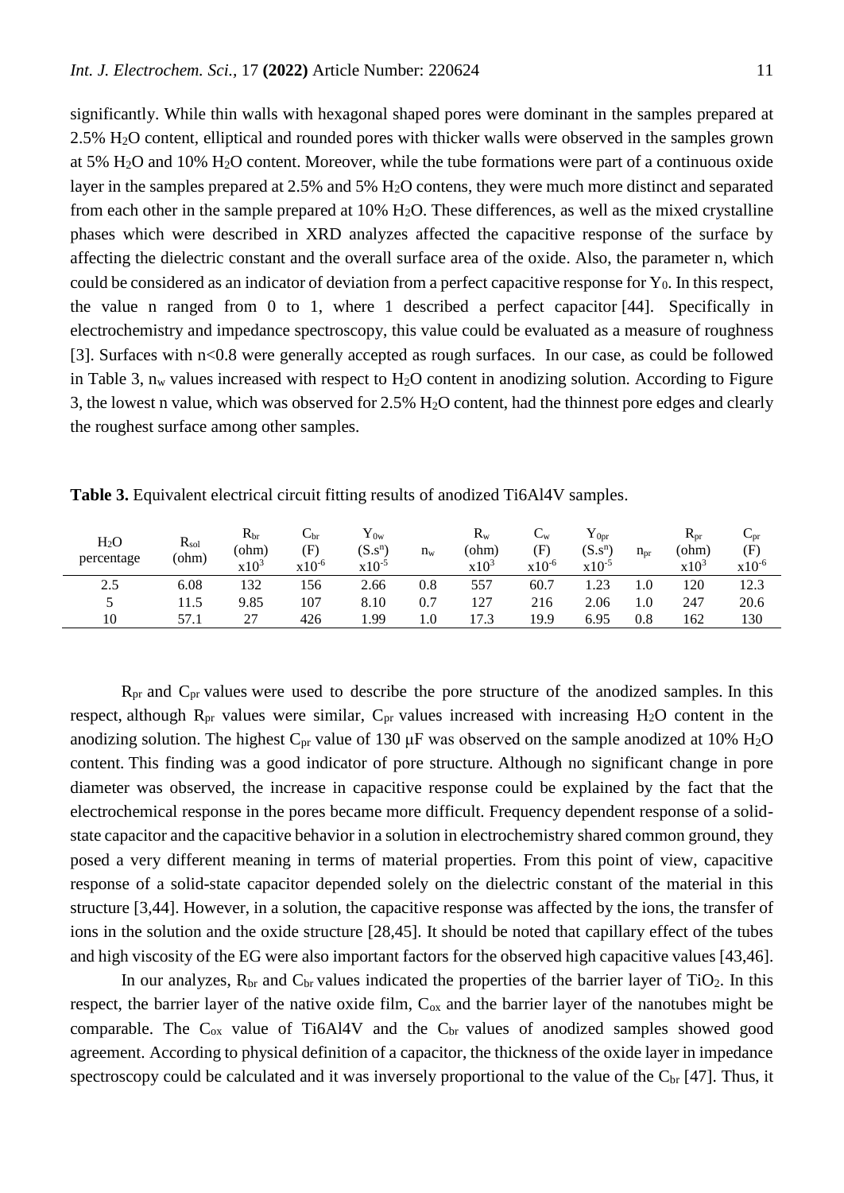significantly. While thin walls with hexagonal shaped pores were dominant in the samples prepared at 2.5% $H_2O$ content, elliptical and rounded pores with thicker walls were observed in the samples grown at 5% $H_2O$ and 10% $H_2O$ content. Moreover, while the tube formations were part of a continuous oxide layer in the samples prepared at 2.5% and 5% $H_2O$ contens, they were much more distinct and separated from each other in the sample prepared at 10% $H_2O$. These differences, as well as the mixed crystalline phases which were described in XRD analyzes affected the capacitive response of the surface by affecting the dielectric constant and the overall surface area of the oxide. Also, the parameter n, which could be considered as an indicator of deviation from a perfect capacitive response for $Y_0$. In this respect, the value n ranged from 0 to 1, where 1 described a perfect capacitor [44]. Specifically in electrochemistry and impedance spectroscopy, this value could be evaluated as a measure of roughness [3]. Surfaces with n<0.8 were generally accepted as rough surfaces. In our case, as could be followed in Table 3, $n_w$ values increased with respect to $H_2O$ content in anodizing solution. According to Figure 3, the lowest n value, which was observed for 2.5% $H_2O$ content, had the thinnest pore edges and clearly the roughest surface among other samples.

**Table 3.** Equivalent electrical circuit fitting results of anodized Ti6Al4V samples.

| $H_2O$ percentage | $R_{sol}$ (ohm) | $R_{br}$ (ohm) $x10^3$ | $C_{br}$ (F) $x10^{-6}$ | $Y_{0w}$ ($S.s^n$) $x10^{-5}$ | $n_w$ | $R_w$ (ohm) $x10^3$ | $C_w$ (F) $x10^{-6}$ | $Y_{0pr}$ ($S.s^n$) $x10^{-5}$ | $n_{pr}$ | $R_{pr}$ (ohm) $x10^3$ | $C_{pr}$ (F) $x10^{-6}$ |
|---|---|---|---|---|---|---|---|---|---|---|---|
| 2.5 | 6.08 | 132 | 156 | 2.66 | 0.8 | 557 | 60.7 | 1.23 | 1.0 | 120 | 12.3 |
| 5 | 11.5 | 9.85 | 107 | 8.10 | 0.7 | 127 | 216 | 2.06 | 1.0 | 247 | 20.6 |
| 10 | 57.1 | 27 | 426 | 1.99 | 1.0 | 17.3 | 19.9 | 6.95 | 0.8 | 162 | 130 |

$R_{pr}$ and $C_{pr}$ values were used to describe the pore structure of the anodized samples. In this respect, although $R_{pr}$ values were similar, $C_{pr}$ values increased with increasing $H_2O$ content in the anodizing solution. The highest $C_{pr}$ value of 130 μF was observed on the sample anodized at 10% $H_2O$ content. This finding was a good indicator of pore structure. Although no significant change in pore diameter was observed, the increase in capacitive response could be explained by the fact that the electrochemical response in the pores became more difficult. Frequency dependent response of a solid-state capacitor and the capacitive behavior in a solution in electrochemistry shared common ground, they posed a very different meaning in terms of material properties. From this point of view, capacitive response of a solid-state capacitor depended solely on the dielectric constant of the material in this structure [3,44]. However, in a solution, the capacitive response was affected by the ions, the transfer of ions in the solution and the oxide structure [28,45]. It should be noted that capillary effect of the tubes and high viscosity of the EG were also important factors for the observed high capacitive values [43,46].

In our analyzes, $R_{br}$ and $C_{br}$ values indicated the properties of the barrier layer of $TiO_2$. In this respect, the barrier layer of the native oxide film, $C_{ox}$ and the barrier layer of the nanotubes might be comparable. The $C_{ox}$ value of Ti6Al4V and the $C_{br}$ values of anodized samples showed good agreement. According to physical definition of a capacitor, the thickness of the oxide layer in impedance spectroscopy could be calculated and it was inversely proportional to the value of the $C_{br}$ [47]. Thus, it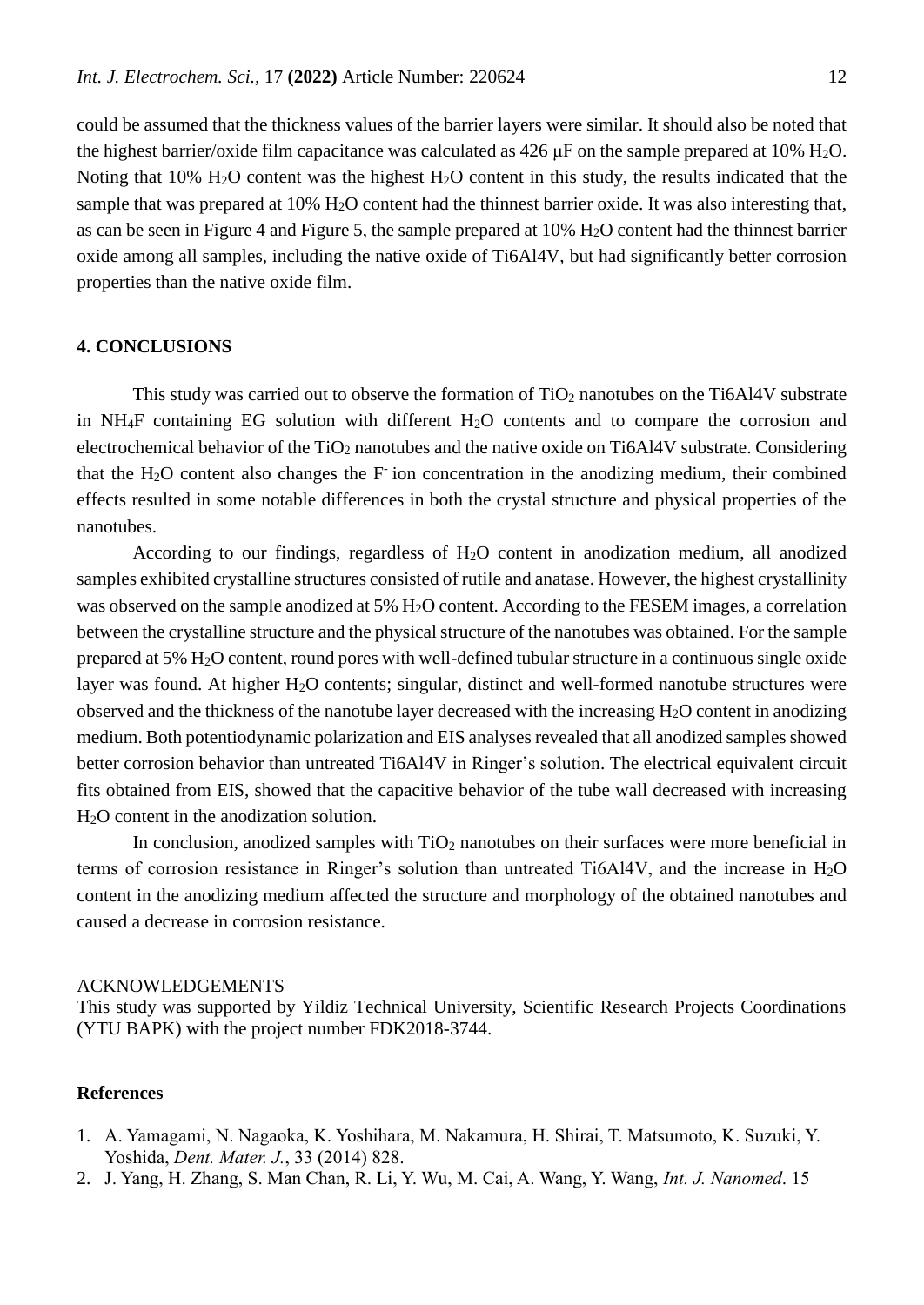could be assumed that the thickness values of the barrier layers were similar. It should also be noted that the highest barrier/oxide film capacitance was calculated as 426 μF on the sample prepared at 10% $H_2O$. Noting that 10% $H_2O$ content was the highest $H_2O$ content in this study, the results indicated that the sample that was prepared at 10% $H_2O$ content had the thinnest barrier oxide. It was also interesting that, as can be seen in Figure 4 and Figure 5, the sample prepared at 10% $H_2O$ content had the thinnest barrier oxide among all samples, including the native oxide of Ti6Al4V, but had significantly better corrosion properties than the native oxide film.

## 4. CONCLUSIONS

This study was carried out to observe the formation of $TiO_2$ nanotubes on the Ti6Al4V substrate in $NH_4F$ containing EG solution with different $H_2O$ contents and to compare the corrosion and electrochemical behavior of the $TiO_2$ nanotubes and the native oxide on Ti6Al4V substrate. Considering that the $H_2O$ content also changes the $F^-$ ion concentration in the anodizing medium, their combined effects resulted in some notable differences in both the crystal structure and physical properties of the nanotubes.

According to our findings, regardless of $H_2O$ content in anodization medium, all anodized samples exhibited crystalline structures consisted of rutile and anatase. However, the highest crystallinity was observed on the sample anodized at 5% $H_2O$ content. According to the FESEM images, a correlation between the crystalline structure and the physical structure of the nanotubes was obtained. For the sample prepared at 5% $H_2O$ content, round pores with well-defined tubular structure in a continuous single oxide layer was found. At higher $H_2O$ contents; singular, distinct and well-formed nanotube structures were observed and the thickness of the nanotube layer decreased with the increasing $H_2O$ content in anodizing medium. Both potentiodynamic polarization and EIS analyses revealed that all anodized samples showed better corrosion behavior than untreated Ti6Al4V in Ringer's solution. The electrical equivalent circuit fits obtained from EIS, showed that the capacitive behavior of the tube wall decreased with increasing $H_2O$ content in the anodization solution.

In conclusion, anodized samples with $TiO_2$ nanotubes on their surfaces were more beneficial in terms of corrosion resistance in Ringer's solution than untreated Ti6Al4V, and the increase in $H_2O$ content in the anodizing medium affected the structure and morphology of the obtained nanotubes and caused a decrease in corrosion resistance.

ACKNOWLEDGEMENTS

This study was supported by Yildiz Technical University, Scientific Research Projects Coordinations (YTU BAPK) with the project number FDK2018-3744.

### References

1. A. Yamagami, N. Nagaoka, K. Yoshihara, M. Nakamura, H. Shirai, T. Matsumoto, K. Suzuki, Y. Yoshida, *Dent. Mater. J.*, 33 (2014) 828.
2. J. Yang, H. Zhang, S. Man Chan, R. Li, Y. Wu, M. Cai, A. Wang, Y. Wang, *Int. J. Nanomed*. 15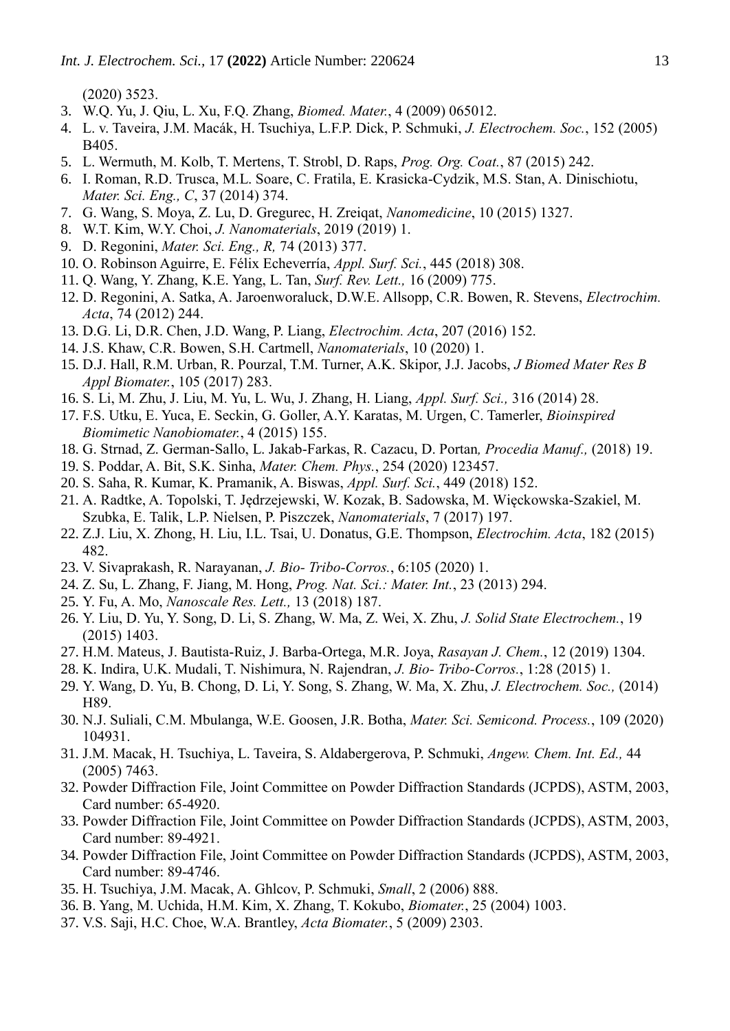(2020) 3523.

3. W.Q. Yu, J. Qiu, L. Xu, F.Q. Zhang, *Biomed. Mater.*, 4 (2009) 065012.
4. L. v. Taveira, J.M. Macák, H. Tsuchiya, L.F.P. Dick, P. Schmuki, *J. Electrochem. Soc.*, 152 (2005) B405.
5. L. Wermuth, M. Kolb, T. Mertens, T. Strobl, D. Raps, *Prog. Org. Coat.*, 87 (2015) 242.
6. I. Roman, R.D. Trusca, M.L. Soare, C. Fratila, E. Krasicka-Cydzik, M.S. Stan, A. Dinischiotu, *Mater. Sci. Eng., C*, 37 (2014) 374.
7. G. Wang, S. Moya, Z. Lu, D. Gregurec, H. Zreiqat, *Nanomedicine*, 10 (2015) 1327.
8. W.T. Kim, W.Y. Choi, *J. Nanomaterials*, 2019 (2019) 1.
9. D. Regonini, *Mater. Sci. Eng., R,* 74 (2013) 377.
10. O. Robinson Aguirre, E. Félix Echeverría, *Appl. Surf. Sci.*, 445 (2018) 308.
11. Q. Wang, Y. Zhang, K.E. Yang, L. Tan, *Surf. Rev. Lett.,* 16 (2009) 775.
12. D. Regonini, A. Satka, A. Jaroenworaluck, D.W.E. Allsopp, C.R. Bowen, R. Stevens, *Electrochim. Acta*, 74 (2012) 244.
13. D.G. Li, D.R. Chen, J.D. Wang, P. Liang, *Electrochim. Acta*, 207 (2016) 152.
14. J.S. Khaw, C.R. Bowen, S.H. Cartmell, *Nanomaterials*, 10 (2020) 1.
15. D.J. Hall, R.M. Urban, R. Pourzal, T.M. Turner, A.K. Skipor, J.J. Jacobs, *J Biomed Mater Res B Appl Biomater.*, 105 (2017) 283.
16. S. Li, M. Zhu, J. Liu, M. Yu, L. Wu, J. Zhang, H. Liang, *Appl. Surf. Sci.,* 316 (2014) 28.
17. F.S. Utku, E. Yuca, E. Seckin, G. Goller, A.Y. Karatas, M. Urgen, C. Tamerler, *Bioinspired Biomimetic Nanobiomater.*, 4 (2015) 155.
18. G. Strnad, Z. German-Sallo, L. Jakab-Farkas, R. Cazacu, D. Portan*, Procedia Manuf.,* (2018) 19.
19. S. Poddar, A. Bit, S.K. Sinha, *Mater. Chem. Phys.*, 254 (2020) 123457.
20. S. Saha, R. Kumar, K. Pramanik, A. Biswas, *Appl. Surf. Sci.*, 449 (2018) 152.
21. A. Radtke, A. Topolski, T. Jędrzejewski, W. Kozak, B. Sadowska, M. Więckowska-Szakiel, M. Szubka, E. Talik, L.P. Nielsen, P. Piszczek, *Nanomaterials*, 7 (2017) 197.
22. Z.J. Liu, X. Zhong, H. Liu, I.L. Tsai, U. Donatus, G.E. Thompson, *Electrochim. Acta*, 182 (2015) 482.
23. V. Sivaprakash, R. Narayanan, *J. Bio- Tribo-Corros.*, 6:105 (2020) 1.
24. Z. Su, L. Zhang, F. Jiang, M. Hong, *Prog. Nat. Sci.: Mater. Int.*, 23 (2013) 294.
25. Y. Fu, A. Mo, *Nanoscale Res. Lett.,* 13 (2018) 187.
26. Y. Liu, D. Yu, Y. Song, D. Li, S. Zhang, W. Ma, Z. Wei, X. Zhu, *J. Solid State Electrochem.*, 19 (2015) 1403.
27. H.M. Mateus, J. Bautista-Ruiz, J. Barba-Ortega, M.R. Joya, *Rasayan J. Chem.*, 12 (2019) 1304.
28. K. Indira, U.K. Mudali, T. Nishimura, N. Rajendran, *J. Bio- Tribo-Corros.*, 1:28 (2015) 1.
29. Y. Wang, D. Yu, B. Chong, D. Li, Y. Song, S. Zhang, W. Ma, X. Zhu, *J. Electrochem. Soc.,* (2014) H89.
30. N.J. Suliali, C.M. Mbulanga, W.E. Goosen, J.R. Botha, *Mater. Sci. Semicond. Process.*, 109 (2020) 104931.
31. J.M. Macak, H. Tsuchiya, L. Taveira, S. Aldabergerova, P. Schmuki, *Angew. Chem. Int. Ed.,* 44 (2005) 7463.
32. Powder Diffraction File, Joint Committee on Powder Diffraction Standards (JCPDS), ASTM, 2003, Card number: 65-4920.
33. Powder Diffraction File, Joint Committee on Powder Diffraction Standards (JCPDS), ASTM, 2003, Card number: 89-4921.
34. Powder Diffraction File, Joint Committee on Powder Diffraction Standards (JCPDS), ASTM, 2003, Card number: 89-4746.
35. H. Tsuchiya, J.M. Macak, A. Ghlcov, P. Schmuki, *Small*, 2 (2006) 888.
36. B. Yang, M. Uchida, H.M. Kim, X. Zhang, T. Kokubo, *Biomater.*, 25 (2004) 1003.
37. V.S. Saji, H.C. Choe, W.A. Brantley, *Acta Biomater.*, 5 (2009) 2303.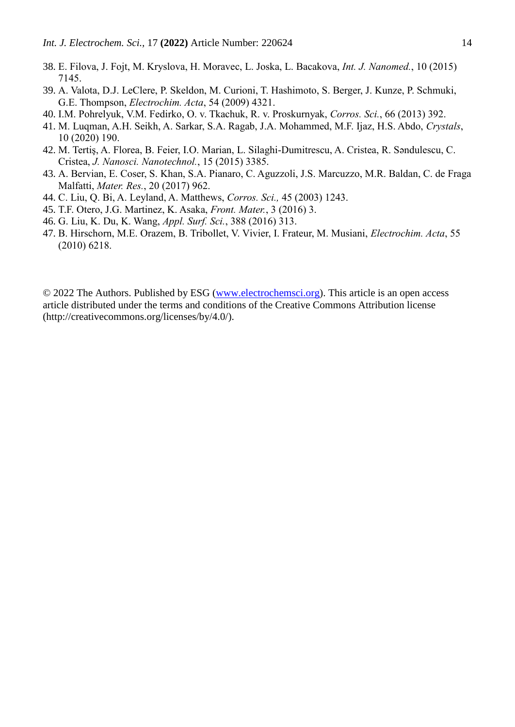38. E. Filova, J. Fojt, M. Kryslova, H. Moravec, L. Joska, L. Bacakova, *Int. J. Nanomed.*, 10 (2015) 7145.
39. A. Valota, D.J. LeClere, P. Skeldon, M. Curioni, T. Hashimoto, S. Berger, J. Kunze, P. Schmuki, G.E. Thompson, *Electrochim. Acta*, 54 (2009) 4321.
40. I.M. Pohrelyuk, V.M. Fedirko, O. v. Tkachuk, R. v. Proskurnyak, *Corros. Sci.*, 66 (2013) 392.
41. M. Luqman, A.H. Seikh, A. Sarkar, S.A. Ragab, J.A. Mohammed, M.F. Ijaz, H.S. Abdo, *Crystals*, 10 (2020) 190.
42. M. Tertiş, A. Florea, B. Feier, I.O. Marian, L. Silaghi-Dumitrescu, A. Cristea, R. Səndulescu, C. Cristea, *J. Nanosci. Nanotechnol.*, 15 (2015) 3385.
43. A. Bervian, E. Coser, S. Khan, S.A. Pianaro, C. Aguzzoli, J.S. Marcuzzo, M.R. Baldan, C. de Fraga Malfatti, *Mater. Res.*, 20 (2017) 962.
44. C. Liu, Q. Bi, A. Leyland, A. Matthews, *Corros. Sci.,* 45 (2003) 1243.
45. T.F. Otero, J.G. Martinez, K. Asaka, *Front. Mater.*, 3 (2016) 3.
46. G. Liu, K. Du, K. Wang, *Appl. Surf. Sci.*, 388 (2016) 313.
47. B. Hirschorn, M.E. Orazem, B. Tribollet, V. Vivier, I. Frateur, M. Musiani, *Electrochim. Acta*, 55 (2010) 6218.

© 2022 The Authors. Published by ESG (www.electrochemsci.org). This article is an open access article distributed under the terms and conditions of the Creative Commons Attribution license (http://creativecommons.org/licenses/by/4.0/).